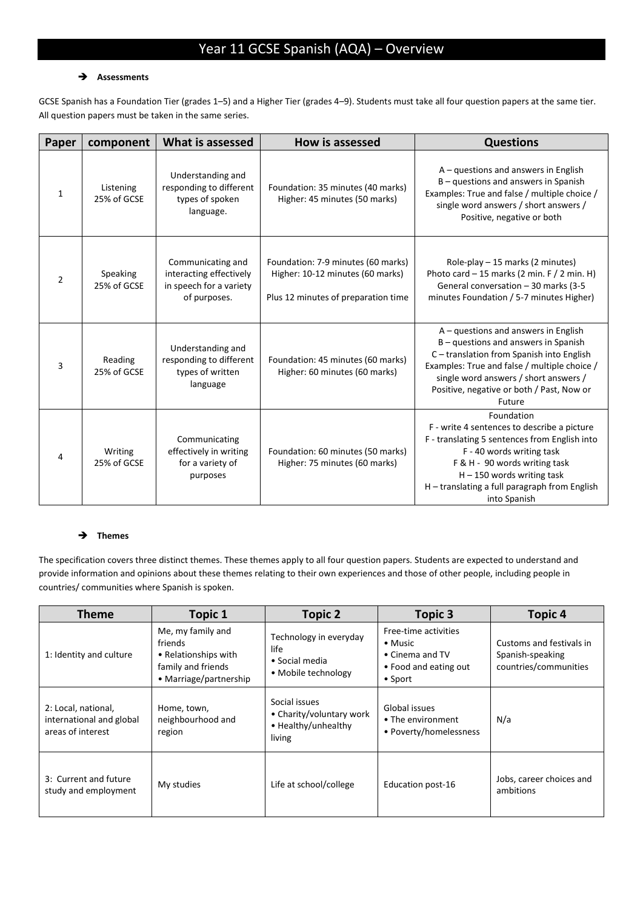# Year 11 GCSE Spanish (AQA) – Overview

➔ **Assessments**

GCSE Spanish has a Foundation Tier (grades 1–5) and a Higher Tier (grades 4–9). Students must take all four question papers at the same tier. All question papers must be taken in the same series.

| Paper | component | What is assessed | How is assessed | Questions |
|---|---|---|---|---|
| 1 | Listening 25% of GCSE | Understanding and responding to different types of spoken language. | Foundation: 35 minutes (40 marks) Higher: 45 minutes (50 marks) | A – questions and answers in English B – questions and answers in Spanish Examples: True and false / multiple choice / single word answers / short answers / Positive, negative or both |
| 2 | Speaking 25% of GCSE | Communicating and interacting effectively in speech for a variety of purposes. | Foundation: 7-9 minutes (60 marks) Higher: 10-12 minutes (60 marks) Plus 12 minutes of preparation time | Role-play – 15 marks (2 minutes) Photo card – 15 marks (2 min. F / 2 min. H) General conversation – 30 marks (3-5 minutes Foundation / 5-7 minutes Higher) |
| 3 | Reading 25% of GCSE | Understanding and responding to different types of written language | Foundation: 45 minutes (60 marks) Higher: 60 minutes (60 marks) | A – questions and answers in English B – questions and answers in Spanish C – translation from Spanish into English Examples: True and false / multiple choice / single word answers / short answers / Positive, negative or both / Past, Now or Future |
| 4 | Writing 25% of GCSE | Communicating effectively in writing for a variety of purposes | Foundation: 60 minutes (50 marks) Higher: 75 minutes (60 marks) | Foundation F - write 4 sentences to describe a picture F - translating 5 sentences from English into F - 40 words writing task F & H - 90 words writing task H – 150 words writing task H – translating a full paragraph from English into Spanish |

➔ **Themes**

The specification covers three distinct themes. These themes apply to all four question papers. Students are expected to understand and provide information and opinions about these themes relating to their own experiences and those of other people, including people in countries/ communities where Spanish is spoken.

| Theme | Topic 1 | Topic 2 | Topic 3 | Topic 4 |
|---|---|---|---|---|
| 1: Identity and culture | Me, my family and friends • Relationships with family and friends • Marriage/partnership | Technology in everyday life • Social media • Mobile technology | Free-time activities • Music • Cinema and TV • Food and eating out • Sport | Customs and festivals in Spanish-speaking countries/communities |
| 2: Local, national, international and global areas of interest | Home, town, neighbourhood and region | Social issues • Charity/voluntary work • Healthy/unhealthy living | Global issues • The environment • Poverty/homelessness | N/a |
| 3: Current and future study and employment | My studies | Life at school/college | Education post-16 | Jobs, career choices and ambitions |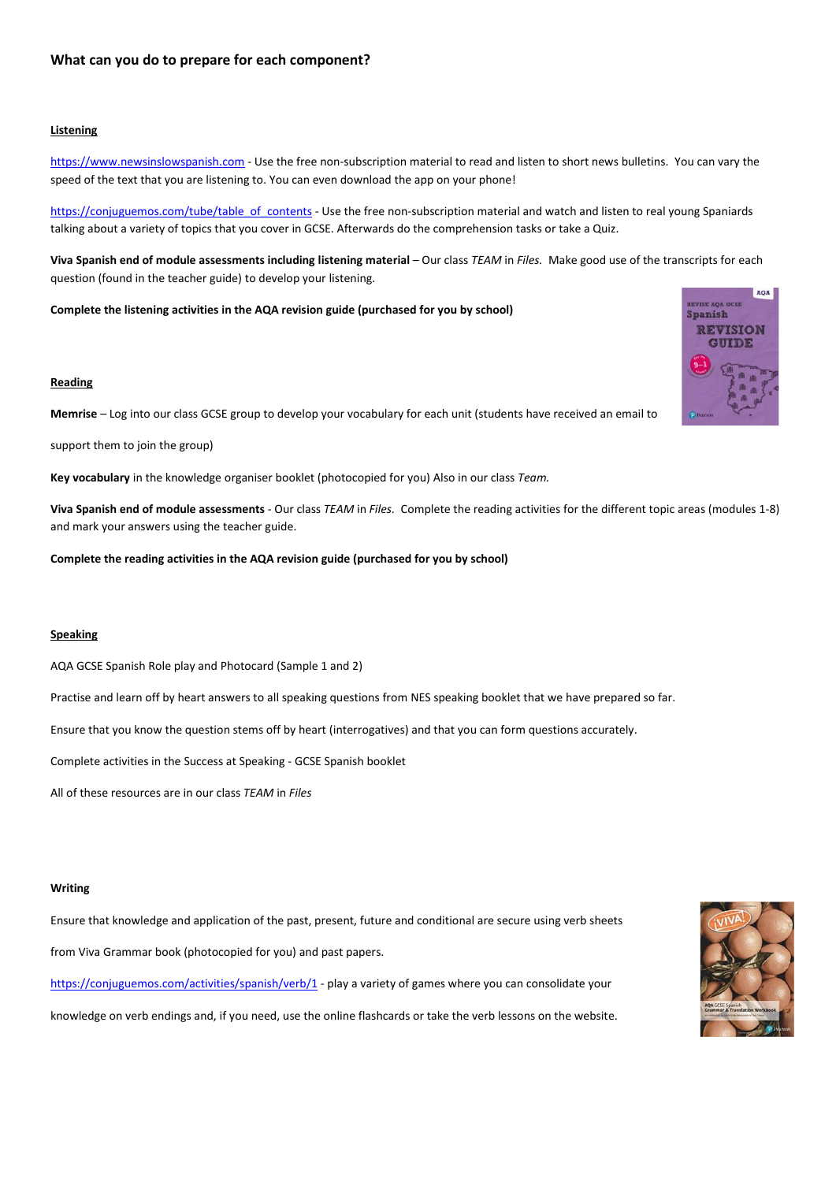## What can you do to prepare for each component?

### Listening

https://www.newsinslowspanish.com - Use the free non-subscription material to read and listen to short news bulletins. You can vary the speed of the text that you are listening to. You can even download the app on your phone!

https://conjuguemos.com/tube/table_of_contents - Use the free non-subscription material and watch and listen to real young Spaniards talking about a variety of topics that you cover in GCSE. Afterwards do the comprehension tasks or take a Quiz.

**Viva Spanish end of module assessments including listening material** – Our class *TEAM* in *Files.* Make good use of the transcripts for each question (found in the teacher guide) to develop your listening.

**Complete the listening activities in the AQA revision guide (purchased for you by school)**

### Reading

**Memrise** – Log into our class GCSE group to develop your vocabulary for each unit (students have received an email to support them to join the group)

**Key vocabulary** in the knowledge organiser booklet (photocopied for you) Also in our class *Team.*

**Viva Spanish end of module assessments** - Our class *TEAM* in *Files.* Complete the reading activities for the different topic areas (modules 1-8) and mark your answers using the teacher guide.

**Complete the reading activities in the AQA revision guide (purchased for you by school)**

### Speaking

AQA GCSE Spanish Role play and Photocard (Sample 1 and 2)

Practise and learn off by heart answers to all speaking questions from NES speaking booklet that we have prepared so far.

Ensure that you know the question stems off by heart (interrogatives) and that you can form questions accurately.

Complete activities in the Success at Speaking - GCSE Spanish booklet

All of these resources are in our class *TEAM* in *Files*

### Writing

Ensure that knowledge and application of the past, present, future and conditional are secure using verb sheets from Viva Grammar book (photocopied for you) and past papers.

https://conjuguemos.com/activities/spanish/verb/1 - play a variety of games where you can consolidate your knowledge on verb endings and, if you need, use the online flashcards or take the verb lessons on the website.